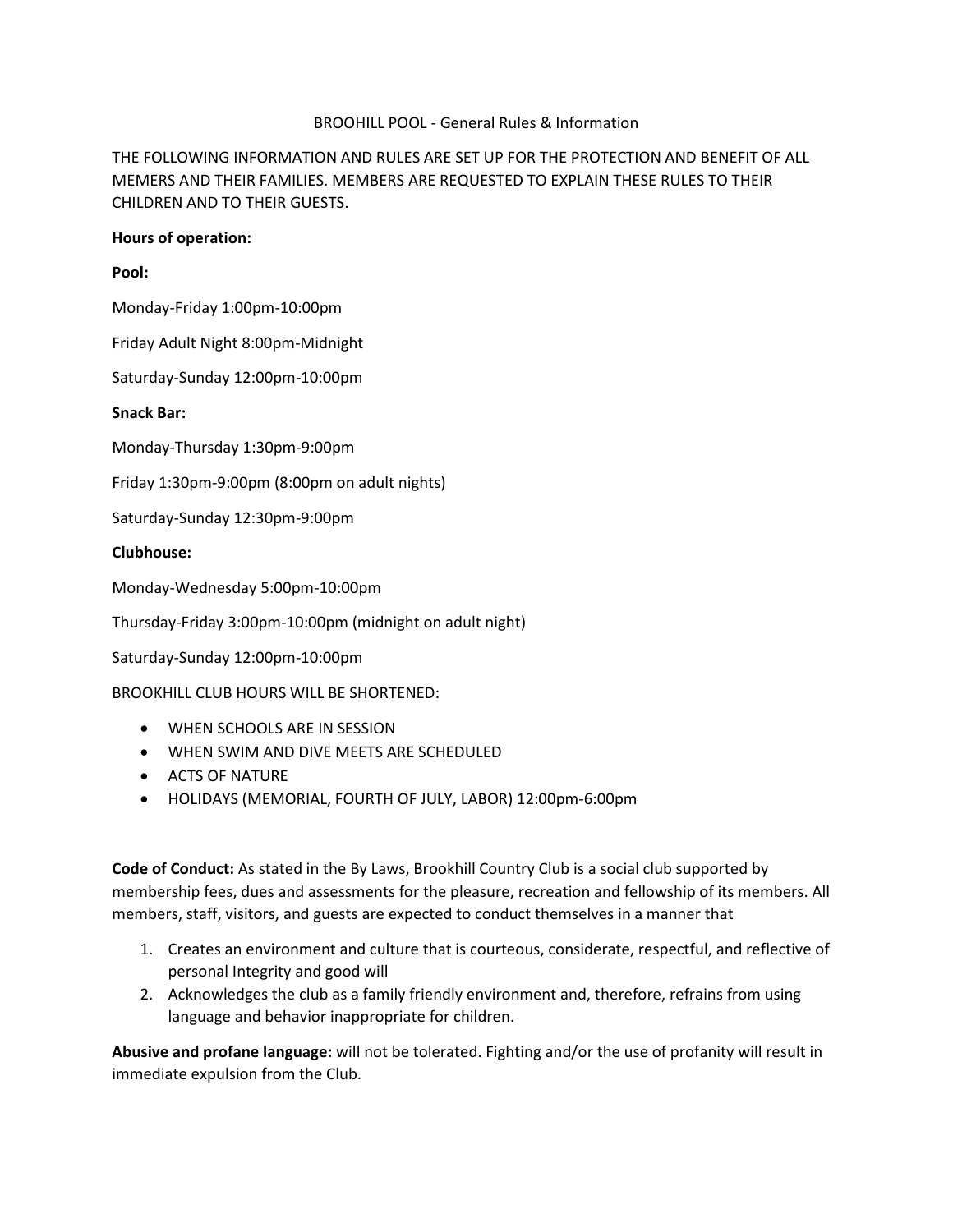# BROOHILL POOL - General Rules & Information

THE FOLLOWING INFORMATION AND RULES ARE SET UP FOR THE PROTECTION AND BENEFIT OF ALL MEMERS AND THEIR FAMILIES. MEMBERS ARE REQUESTED TO EXPLAIN THESE RULES TO THEIR CHILDREN AND TO THEIR GUESTS.

**Hours of operation:**

**Pool:**

Monday-Friday 1:00pm-10:00pm

Friday Adult Night 8:00pm-Midnight

Saturday-Sunday 12:00pm-10:00pm

**Snack Bar:**

Monday-Thursday 1:30pm-9:00pm

Friday 1:30pm-9:00pm (8:00pm on adult nights)

Saturday-Sunday 12:30pm-9:00pm

**Clubhouse:**

Monday-Wednesday 5:00pm-10:00pm

Thursday-Friday 3:00pm-10:00pm (midnight on adult night)

Saturday-Sunday 12:00pm-10:00pm

BROOKHILL CLUB HOURS WILL BE SHORTENED:

- WHEN SCHOOLS ARE IN SESSION
- WHEN SWIM AND DIVE MEETS ARE SCHEDULED
- ACTS OF NATURE
- HOLIDAYS (MEMORIAL, FOURTH OF JULY, LABOR) 12:00pm-6:00pm

**Code of Conduct:** As stated in the By Laws, Brookhill Country Club is a social club supported by membership fees, dues and assessments for the pleasure, recreation and fellowship of its members. All members, staff, visitors, and guests are expected to conduct themselves in a manner that

1. Creates an environment and culture that is courteous, considerate, respectful, and reflective of personal Integrity and good will
2. Acknowledges the club as a family friendly environment and, therefore, refrains from using language and behavior inappropriate for children.

**Abusive and profane language:** will not be tolerated. Fighting and/or the use of profanity will result in immediate expulsion from the Club.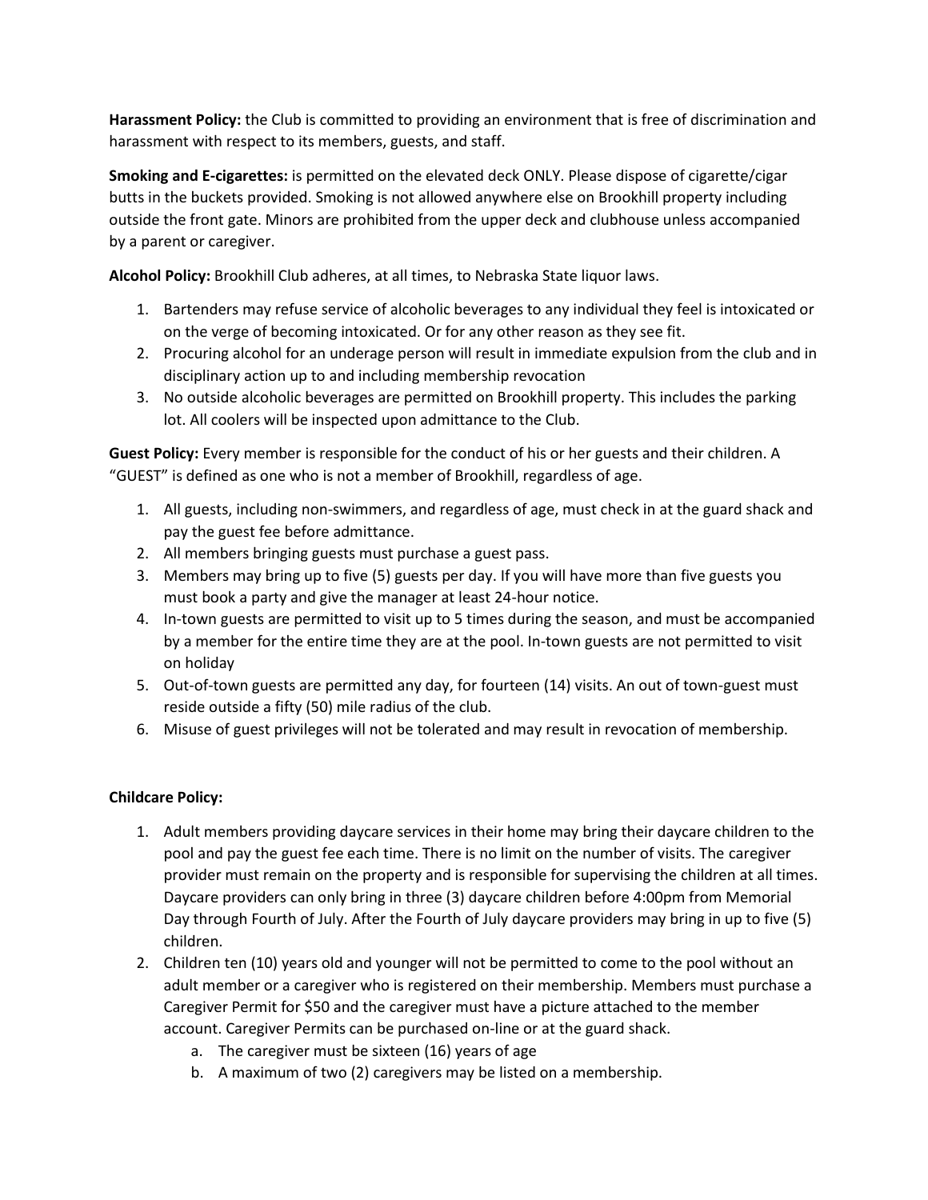**Harassment Policy:** the Club is committed to providing an environment that is free of discrimination and harassment with respect to its members, guests, and staff.

**Smoking and E-cigarettes:** is permitted on the elevated deck ONLY. Please dispose of cigarette/cigar butts in the buckets provided. Smoking is not allowed anywhere else on Brookhill property including outside the front gate. Minors are prohibited from the upper deck and clubhouse unless accompanied by a parent or caregiver.

**Alcohol Policy:** Brookhill Club adheres, at all times, to Nebraska State liquor laws.

1. Bartenders may refuse service of alcoholic beverages to any individual they feel is intoxicated or on the verge of becoming intoxicated. Or for any other reason as they see fit.
2. Procuring alcohol for an underage person will result in immediate expulsion from the club and in disciplinary action up to and including membership revocation
3. No outside alcoholic beverages are permitted on Brookhill property. This includes the parking lot. All coolers will be inspected upon admittance to the Club.

**Guest Policy:** Every member is responsible for the conduct of his or her guests and their children. A "GUEST" is defined as one who is not a member of Brookhill, regardless of age.

1. All guests, including non-swimmers, and regardless of age, must check in at the guard shack and pay the guest fee before admittance.
2. All members bringing guests must purchase a guest pass.
3. Members may bring up to five (5) guests per day. If you will have more than five guests you must book a party and give the manager at least 24-hour notice.
4. In-town guests are permitted to visit up to 5 times during the season, and must be accompanied by a member for the entire time they are at the pool. In-town guests are not permitted to visit on holiday
5. Out-of-town guests are permitted any day, for fourteen (14) visits. An out of town-guest must reside outside a fifty (50) mile radius of the club.
6. Misuse of guest privileges will not be tolerated and may result in revocation of membership.

**Childcare Policy:**

1. Adult members providing daycare services in their home may bring their daycare children to the pool and pay the guest fee each time. There is no limit on the number of visits. The caregiver provider must remain on the property and is responsible for supervising the children at all times. Daycare providers can only bring in three (3) daycare children before 4:00pm from Memorial Day through Fourth of July. After the Fourth of July daycare providers may bring in up to five (5) children.
2. Children ten (10) years old and younger will not be permitted to come to the pool without an adult member or a caregiver who is registered on their membership. Members must purchase a Caregiver Permit for $50 and the caregiver must have a picture attached to the member account. Caregiver Permits can be purchased on-line or at the guard shack.
   a. The caregiver must be sixteen (16) years of age
   b. A maximum of two (2) caregivers may be listed on a membership.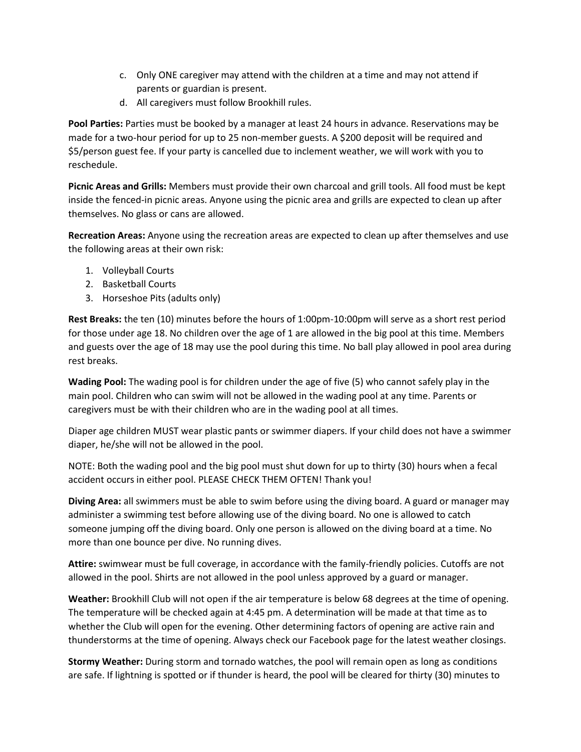c. Only ONE caregiver may attend with the children at a time and may not attend if parents or guardian is present.
d. All caregivers must follow Brookhill rules.

**Pool Parties:** Parties must be booked by a manager at least 24 hours in advance. Reservations may be made for a two-hour period for up to 25 non-member guests. A $200 deposit will be required and $5/person guest fee. If your party is cancelled due to inclement weather, we will work with you to reschedule.

**Picnic Areas and Grills:** Members must provide their own charcoal and grill tools. All food must be kept inside the fenced-in picnic areas. Anyone using the picnic area and grills are expected to clean up after themselves. No glass or cans are allowed.

**Recreation Areas:** Anyone using the recreation areas are expected to clean up after themselves and use the following areas at their own risk:

1. Volleyball Courts
2. Basketball Courts
3. Horseshoe Pits (adults only)

**Rest Breaks:** the ten (10) minutes before the hours of 1:00pm-10:00pm will serve as a short rest period for those under age 18. No children over the age of 1 are allowed in the big pool at this time. Members and guests over the age of 18 may use the pool during this time. No ball play allowed in pool area during rest breaks.

**Wading Pool:** The wading pool is for children under the age of five (5) who cannot safely play in the main pool. Children who can swim will not be allowed in the wading pool at any time. Parents or caregivers must be with their children who are in the wading pool at all times.

Diaper age children MUST wear plastic pants or swimmer diapers. If your child does not have a swimmer diaper, he/she will not be allowed in the pool.

NOTE: Both the wading pool and the big pool must shut down for up to thirty (30) hours when a fecal accident occurs in either pool. PLEASE CHECK THEM OFTEN! Thank you!

**Diving Area:** all swimmers must be able to swim before using the diving board. A guard or manager may administer a swimming test before allowing use of the diving board. No one is allowed to catch someone jumping off the diving board. Only one person is allowed on the diving board at a time. No more than one bounce per dive. No running dives.

**Attire:** swimwear must be full coverage, in accordance with the family-friendly policies. Cutoffs are not allowed in the pool. Shirts are not allowed in the pool unless approved by a guard or manager.

**Weather:** Brookhill Club will not open if the air temperature is below 68 degrees at the time of opening. The temperature will be checked again at 4:45 pm. A determination will be made at that time as to whether the Club will open for the evening. Other determining factors of opening are active rain and thunderstorms at the time of opening. Always check our Facebook page for the latest weather closings.

**Stormy Weather:** During storm and tornado watches, the pool will remain open as long as conditions are safe. If lightning is spotted or if thunder is heard, the pool will be cleared for thirty (30) minutes to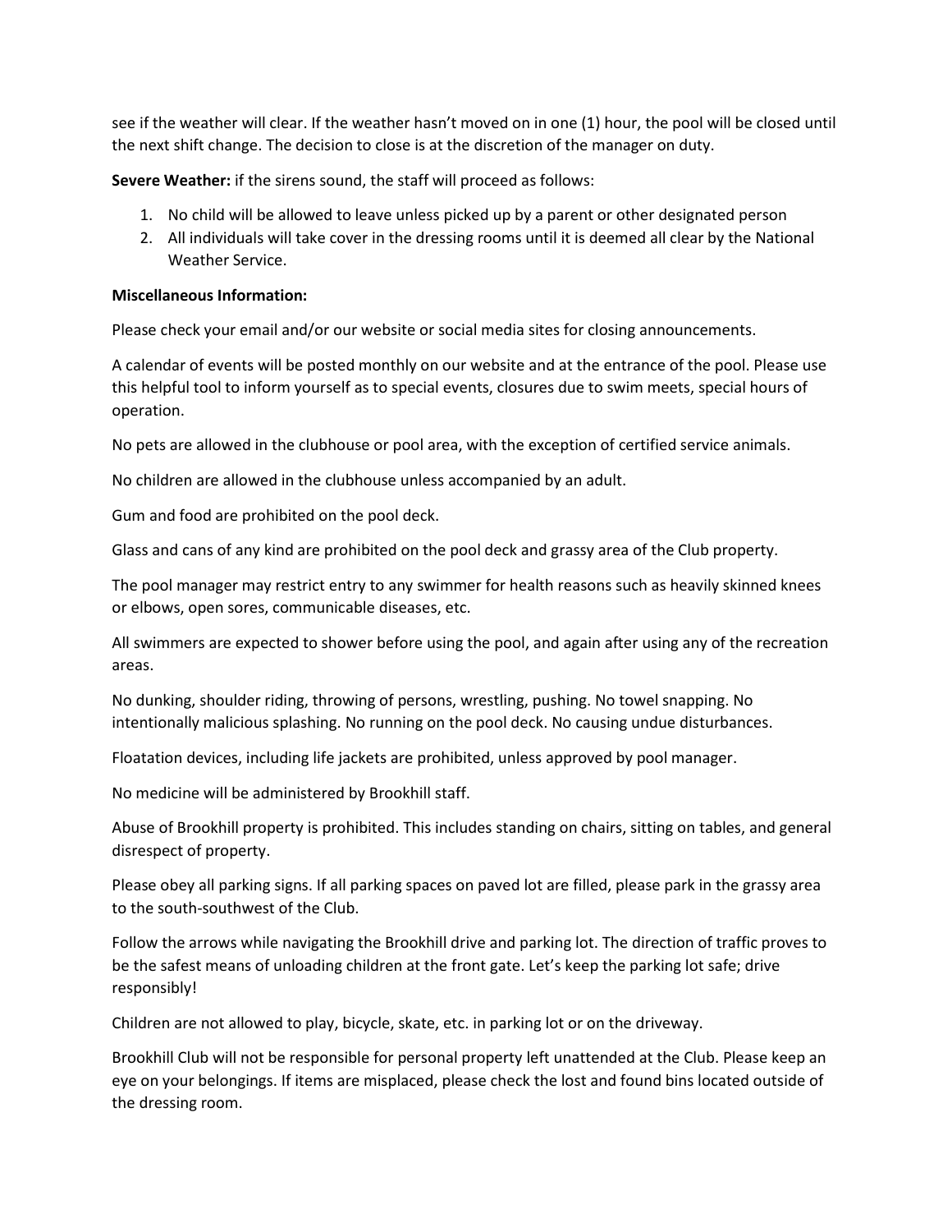see if the weather will clear. If the weather hasn't moved on in one (1) hour, the pool will be closed until the next shift change. The decision to close is at the discretion of the manager on duty.

**Severe Weather:** if the sirens sound, the staff will proceed as follows:

1. No child will be allowed to leave unless picked up by a parent or other designated person
2. All individuals will take cover in the dressing rooms until it is deemed all clear by the National Weather Service.

**Miscellaneous Information:**

Please check your email and/or our website or social media sites for closing announcements.

A calendar of events will be posted monthly on our website and at the entrance of the pool. Please use this helpful tool to inform yourself as to special events, closures due to swim meets, special hours of operation.

No pets are allowed in the clubhouse or pool area, with the exception of certified service animals.

No children are allowed in the clubhouse unless accompanied by an adult.

Gum and food are prohibited on the pool deck.

Glass and cans of any kind are prohibited on the pool deck and grassy area of the Club property.

The pool manager may restrict entry to any swimmer for health reasons such as heavily skinned knees or elbows, open sores, communicable diseases, etc.

All swimmers are expected to shower before using the pool, and again after using any of the recreation areas.

No dunking, shoulder riding, throwing of persons, wrestling, pushing. No towel snapping. No intentionally malicious splashing. No running on the pool deck. No causing undue disturbances.

Floatation devices, including life jackets are prohibited, unless approved by pool manager.

No medicine will be administered by Brookhill staff.

Abuse of Brookhill property is prohibited. This includes standing on chairs, sitting on tables, and general disrespect of property.

Please obey all parking signs. If all parking spaces on paved lot are filled, please park in the grassy area to the south-southwest of the Club.

Follow the arrows while navigating the Brookhill drive and parking lot. The direction of traffic proves to be the safest means of unloading children at the front gate. Let's keep the parking lot safe; drive responsibly!

Children are not allowed to play, bicycle, skate, etc. in parking lot or on the driveway.

Brookhill Club will not be responsible for personal property left unattended at the Club. Please keep an eye on your belongings. If items are misplaced, please check the lost and found bins located outside of the dressing room.